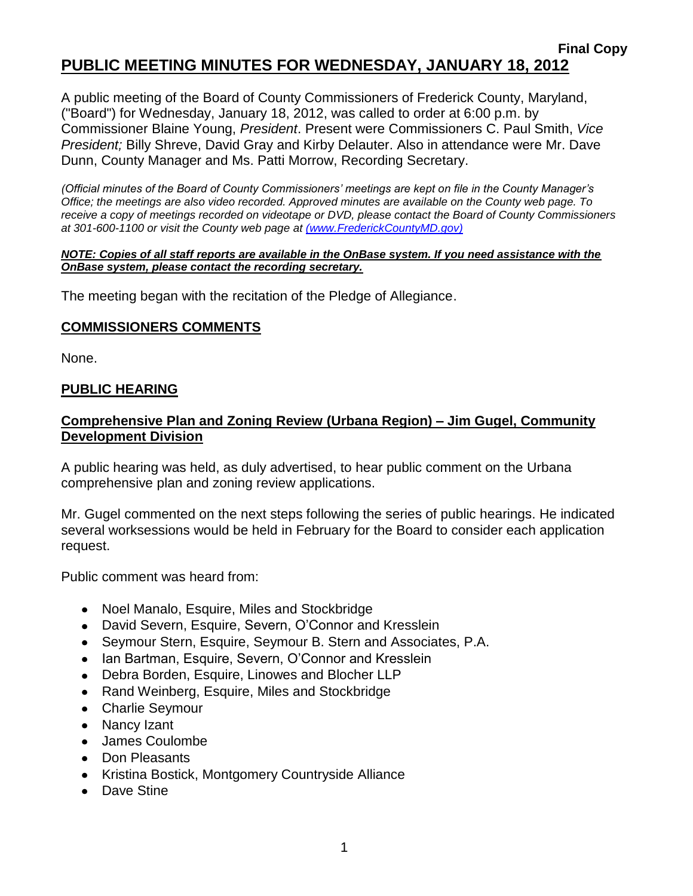**Final Copy**

# PUBLIC MEETING MINUTES FOR WEDNESDAY, JANUARY 18, 2012

A public meeting of the Board of County Commissioners of Frederick County, Maryland, ("Board") for Wednesday, January 18, 2012, was called to order at 6:00 p.m. by Commissioner Blaine Young, *President*. Present were Commissioners C. Paul Smith, *Vice President;* Billy Shreve, David Gray and Kirby Delauter. Also in attendance were Mr. Dave Dunn, County Manager and Ms. Patti Morrow, Recording Secretary.

*(Official minutes of the Board of County Commissioners' meetings are kept on file in the County Manager's Office; the meetings are also video recorded. Approved minutes are available on the County web page. To receive a copy of meetings recorded on videotape or DVD, please contact the Board of County Commissioners at 301-600-1100 or visit the County web page at (www.FrederickCountyMD.gov))*

***NOTE: Copies of all staff reports are available in the OnBase system. If you need assistance with the OnBase system, please contact the recording secretary.***

The meeting began with the recitation of the Pledge of Allegiance.

## COMMISSIONERS COMMENTS

None.

## PUBLIC HEARING

### Comprehensive Plan and Zoning Review (Urbana Region) – Jim Gugel, Community Development Division

A public hearing was held, as duly advertised, to hear public comment on the Urbana comprehensive plan and zoning review applications.

Mr. Gugel commented on the next steps following the series of public hearings. He indicated several worksessions would be held in February for the Board to consider each application request.

Public comment was heard from:

- Noel Manalo, Esquire, Miles and Stockbridge
- David Severn, Esquire, Severn, O'Connor and Kresslein
- Seymour Stern, Esquire, Seymour B. Stern and Associates, P.A.
- Ian Bartman, Esquire, Severn, O'Connor and Kresslein
- Debra Borden, Esquire, Linowes and Blocher LLP
- Rand Weinberg, Esquire, Miles and Stockbridge
- Charlie Seymour
- Nancy Izant
- James Coulombe
- Don Pleasants
- Kristina Bostick, Montgomery Countryside Alliance
- Dave Stine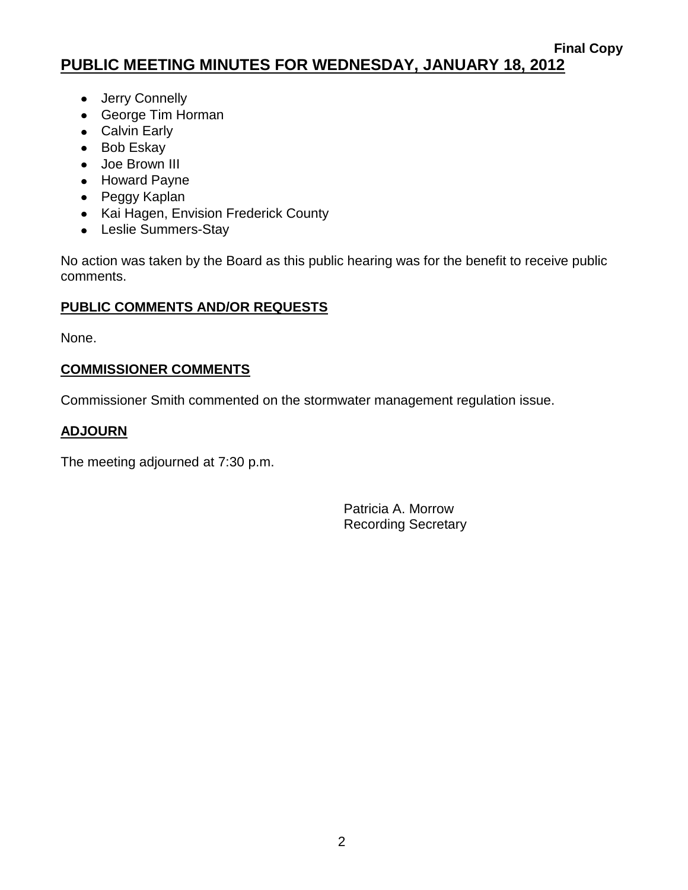Final Copy

# PUBLIC MEETING MINUTES FOR WEDNESDAY, JANUARY 18, 2012

- Jerry Connelly
- George Tim Horman
- Calvin Early
- Bob Eskay
- Joe Brown III
- Howard Payne
- Peggy Kaplan
- Kai Hagen, Envision Frederick County
- Leslie Summers-Stay

No action was taken by the Board as this public hearing was for the benefit to receive public comments.

## PUBLIC COMMENTS AND/OR REQUESTS

None.

## COMMISSIONER COMMENTS

Commissioner Smith commented on the stormwater management regulation issue.

## ADJOURN

The meeting adjourned at 7:30 p.m.

Patricia A. Morrow
Recording Secretary